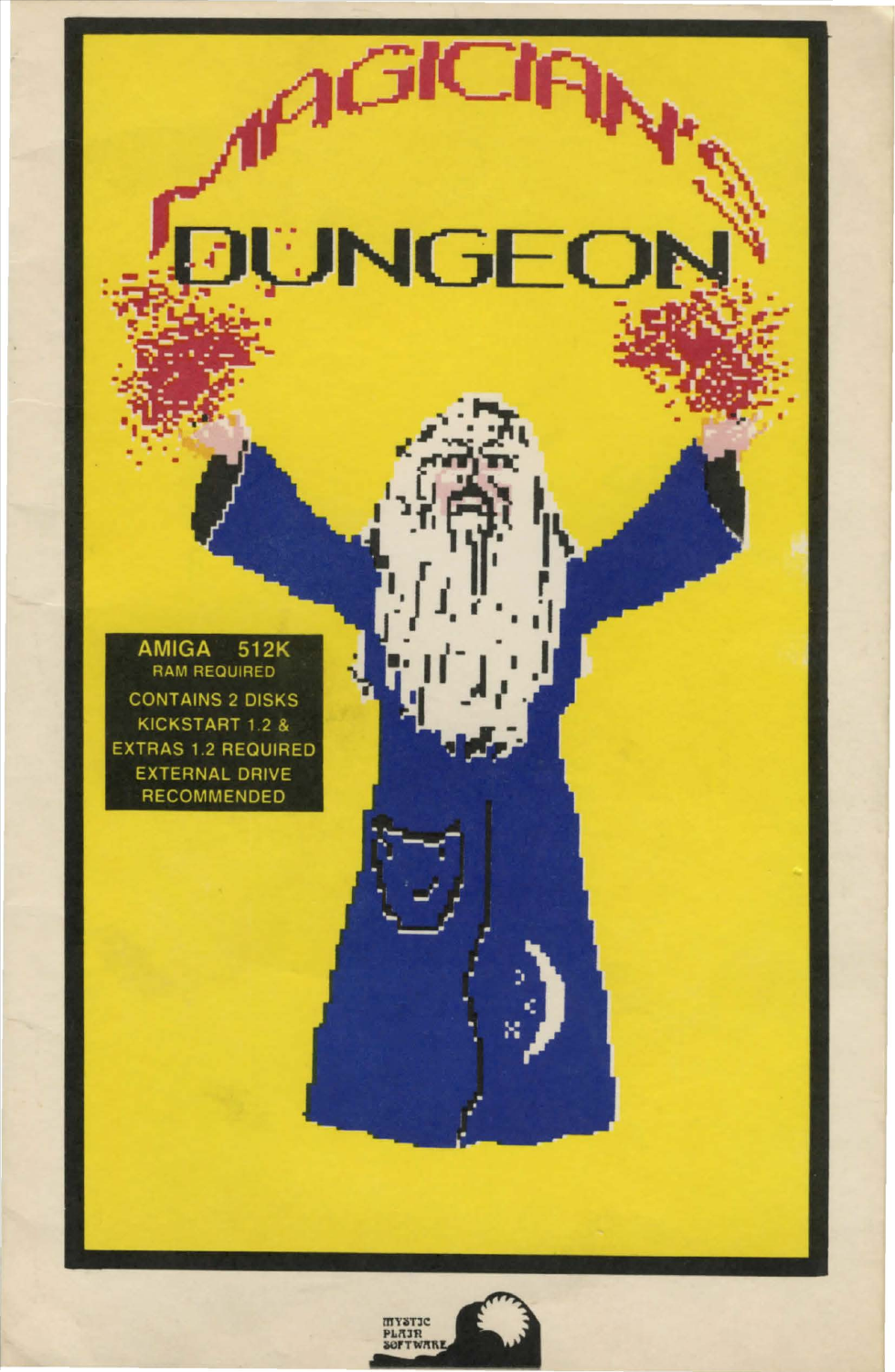# MAGICIAN'S DUNGEON

AMIGA 512K
RAM REQUIRED
CONTAINS 2 DISKS
KICKSTART 1.2 &
EXTRAS 1.2 REQUIRED
EXTERNAL DRIVE
RECOMMENDED

MYSTIC PLAIN SOFTWARE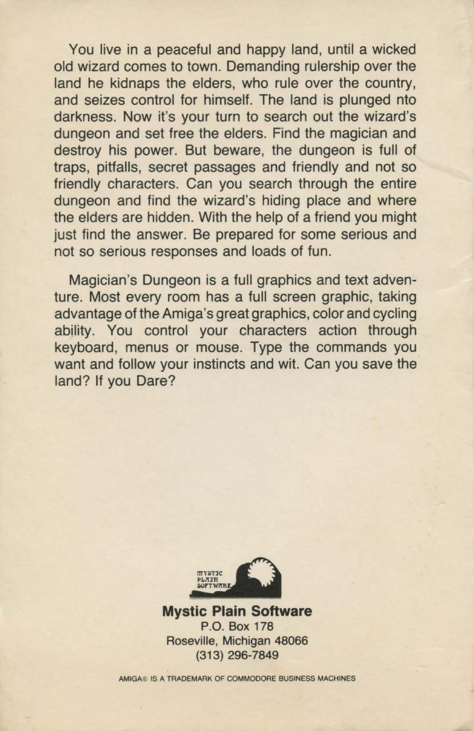You live in a peaceful and happy land, until a wicked old wizard comes to town. Demanding rulership over the land he kidnaps the elders, who rule over the country, and seizes control for himself. The land is plunged nto darkness. Now it's your turn to search out the wizard's dungeon and set free the elders. Find the magician and destroy his power. But beware, the dungeon is full of traps, pitfalls, secret passages and friendly and not so friendly characters. Can you search through the entire dungeon and find the wizard's hiding place and where the elders are hidden. With the help of a friend you might just find the answer. Be prepared for some serious and not so serious responses and loads of fun.

Magician's Dungeon is a full graphics and text adventure. Most every room has a full screen graphic, taking advantage of the Amiga's great graphics, color and cycling ability. You control your characters action through keyboard, menus or mouse. Type the commands you want and follow your instincts and wit. Can you save the land? If you Dare?

MYSTIC PLAIN SOFTWARE

**Mystic Plain Software**
P.O. Box 178
Roseville, Michigan 48066
(313) 296-7849

AMIGA© IS A TRADEMARK OF COMMODORE BUSINESS MACHINES